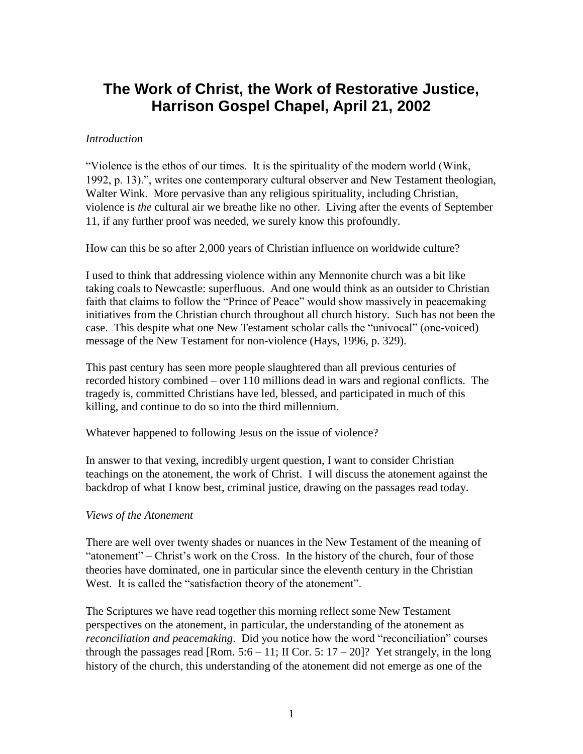# The Work of Christ, the Work of Restorative Justice, Harrison Gospel Chapel, April 21, 2002

*Introduction*

"Violence is the ethos of our times. It is the spirituality of the modern world (Wink, 1992, p. 13).", writes one contemporary cultural observer and New Testament theologian, Walter Wink. More pervasive than any religious spirituality, including Christian, violence is *the* cultural air we breathe like no other. Living after the events of September 11, if any further proof was needed, we surely know this profoundly.

How can this be so after 2,000 years of Christian influence on worldwide culture?

I used to think that addressing violence within any Mennonite church was a bit like taking coals to Newcastle: superfluous. And one would think as an outsider to Christian faith that claims to follow the "Prince of Peace" would show massively in peacemaking initiatives from the Christian church throughout all church history. Such has not been the case. This despite what one New Testament scholar calls the "univocal" (one-voiced) message of the New Testament for non-violence (Hays, 1996, p. 329).

This past century has seen more people slaughtered than all previous centuries of recorded history combined – over 110 millions dead in wars and regional conflicts. The tragedy is, committed Christians have led, blessed, and participated in much of this killing, and continue to do so into the third millennium.

Whatever happened to following Jesus on the issue of violence?

In answer to that vexing, incredibly urgent question, I want to consider Christian teachings on the atonement, the work of Christ. I will discuss the atonement against the backdrop of what I know best, criminal justice, drawing on the passages read today.

*Views of the Atonement*

There are well over twenty shades or nuances in the New Testament of the meaning of "atonement" – Christ's work on the Cross. In the history of the church, four of those theories have dominated, one in particular since the eleventh century in the Christian West. It is called the "satisfaction theory of the atonement".

The Scriptures we have read together this morning reflect some New Testament perspectives on the atonement, in particular, the understanding of the atonement as *reconciliation and peacemaking*. Did you notice how the word "reconciliation" courses through the passages read [Rom. 5:6 – 11; II Cor. 5: 17 – 20]? Yet strangely, in the long history of the church, this understanding of the atonement did not emerge as one of the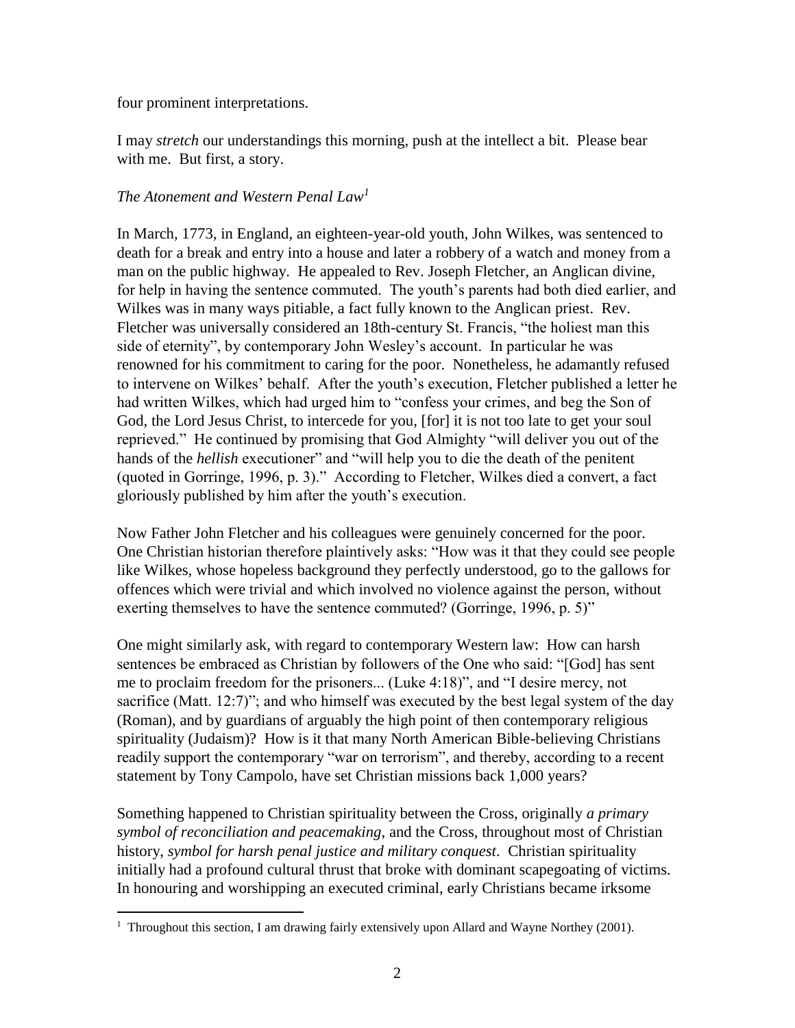four prominent interpretations.

I may *stretch* our understandings this morning, push at the intellect a bit. Please bear with me. But first, a story.

### *The Atonement and Western Penal Law*[1]

In March, 1773, in England, an eighteen-year-old youth, John Wilkes, was sentenced to death for a break and entry into a house and later a robbery of a watch and money from a man on the public highway. He appealed to Rev. Joseph Fletcher, an Anglican divine, for help in having the sentence commuted. The youth's parents had both died earlier, and Wilkes was in many ways pitiable, a fact fully known to the Anglican priest. Rev. Fletcher was universally considered an 18th-century St. Francis, "the holiest man this side of eternity", by contemporary John Wesley's account. In particular he was renowned for his commitment to caring for the poor. Nonetheless, he adamantly refused to intervene on Wilkes' behalf. After the youth's execution, Fletcher published a letter he had written Wilkes, which had urged him to "confess your crimes, and beg the Son of God, the Lord Jesus Christ, to intercede for you, [for] it is not too late to get your soul reprieved." He continued by promising that God Almighty "will deliver you out of the hands of the *hellish* executioner" and "will help you to die the death of the penitent (quoted in Gorringe, 1996, p. 3)." According to Fletcher, Wilkes died a convert, a fact gloriously published by him after the youth's execution.

Now Father John Fletcher and his colleagues were genuinely concerned for the poor. One Christian historian therefore plaintively asks: "How was it that they could see people like Wilkes, whose hopeless background they perfectly understood, go to the gallows for offences which were trivial and which involved no violence against the person, without exerting themselves to have the sentence commuted? (Gorringe, 1996, p. 5)"

One might similarly ask, with regard to contemporary Western law: How can harsh sentences be embraced as Christian by followers of the One who said: "[God] has sent me to proclaim freedom for the prisoners... (Luke 4:18)", and "I desire mercy, not sacrifice (Matt. 12:7)"; and who himself was executed by the best legal system of the day (Roman), and by guardians of arguably the high point of then contemporary religious spirituality (Judaism)? How is it that many North American Bible-believing Christians readily support the contemporary "war on terrorism", and thereby, according to a recent statement by Tony Campolo, have set Christian missions back 1,000 years?

Something happened to Christian spirituality between the Cross, originally *a primary symbol of reconciliation and peacemaking*, and the Cross, throughout most of Christian history, *symbol for harsh penal justice and military conquest*. Christian spirituality initially had a profound cultural thrust that broke with dominant scapegoating of victims. In honouring and worshipping an executed criminal, early Christians became irksome

---

[1] Throughout this section, I am drawing fairly extensively upon Allard and Wayne Northey (2001).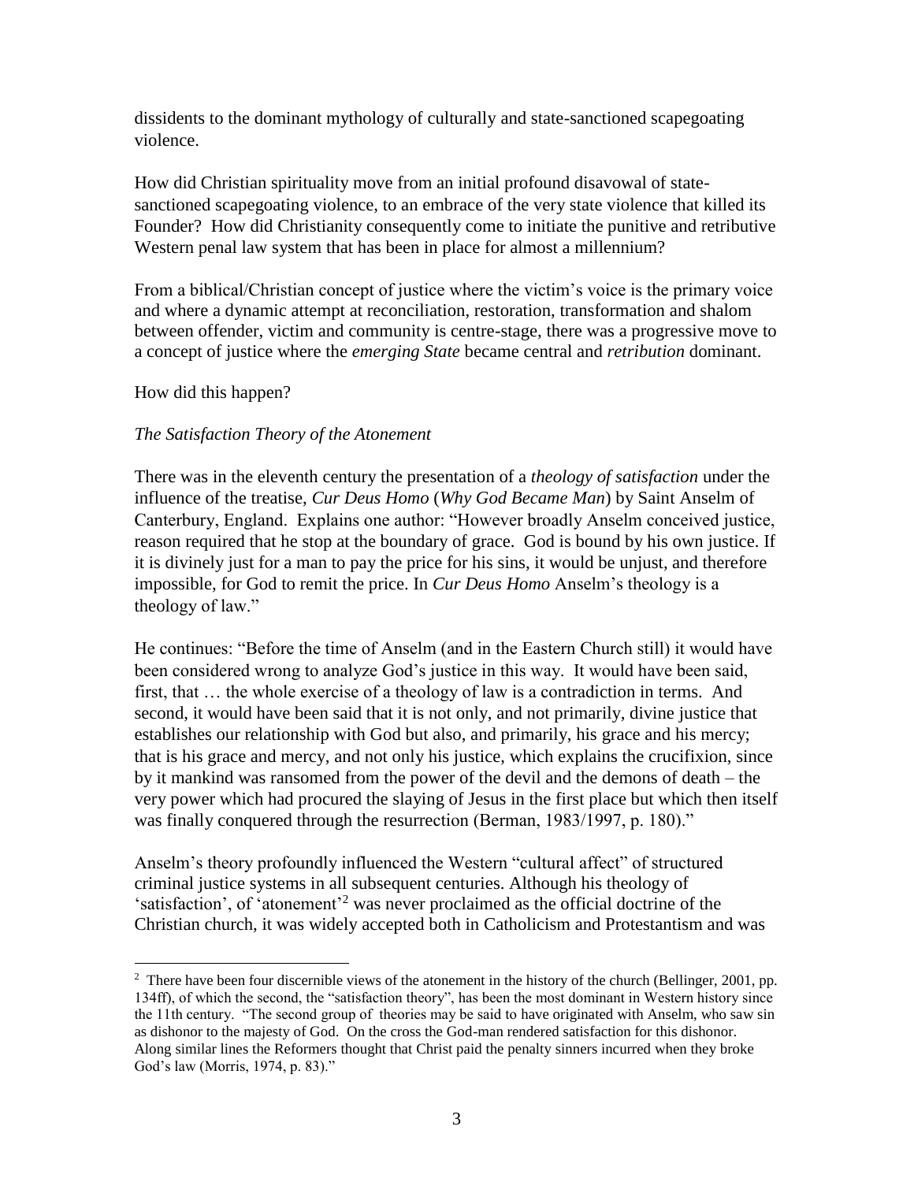dissidents to the dominant mythology of culturally and state-sanctioned scapegoating violence.

How did Christian spirituality move from an initial profound disavowal of state-sanctioned scapegoating violence, to an embrace of the very state violence that killed its Founder? How did Christianity consequently come to initiate the punitive and retributive Western penal law system that has been in place for almost a millennium?

From a biblical/Christian concept of justice where the victim's voice is the primary voice and where a dynamic attempt at reconciliation, restoration, transformation and shalom between offender, victim and community is centre-stage, there was a progressive move to a concept of justice where the *emerging State* became central and *retribution* dominant.

How did this happen?

*The Satisfaction Theory of the Atonement*

There was in the eleventh century the presentation of a *theology of satisfaction* under the influence of the treatise, *Cur Deus Homo* (*Why God Became Man*) by Saint Anselm of Canterbury, England. Explains one author: "However broadly Anselm conceived justice, reason required that he stop at the boundary of grace. God is bound by his own justice. If it is divinely just for a man to pay the price for his sins, it would be unjust, and therefore impossible, for God to remit the price. In *Cur Deus Homo* Anselm's theology is a theology of law."

He continues: "Before the time of Anselm (and in the Eastern Church still) it would have been considered wrong to analyze God's justice in this way. It would have been said, first, that … the whole exercise of a theology of law is a contradiction in terms. And second, it would have been said that it is not only, and not primarily, divine justice that establishes our relationship with God but also, and primarily, his grace and his mercy; that is his grace and mercy, and not only his justice, which explains the crucifixion, since by it mankind was ransomed from the power of the devil and the demons of death – the very power which had procured the slaying of Jesus in the first place but which then itself was finally conquered through the resurrection (Berman, 1983/1997, p. 180)."

Anselm's theory profoundly influenced the Western "cultural affect" of structured criminal justice systems in all subsequent centuries. Although his theology of 'satisfaction', of 'atonement'[2] was never proclaimed as the official doctrine of the Christian church, it was widely accepted both in Catholicism and Protestantism and was

[2] There have been four discernible views of the atonement in the history of the church (Bellinger, 2001, pp. 134ff), of which the second, the "satisfaction theory", has been the most dominant in Western history since the 11th century. "The second group of theories may be said to have originated with Anselm, who saw sin as dishonor to the majesty of God. On the cross the God-man rendered satisfaction for this dishonor. Along similar lines the Reformers thought that Christ paid the penalty sinners incurred when they broke God's law (Morris, 1974, p. 83)."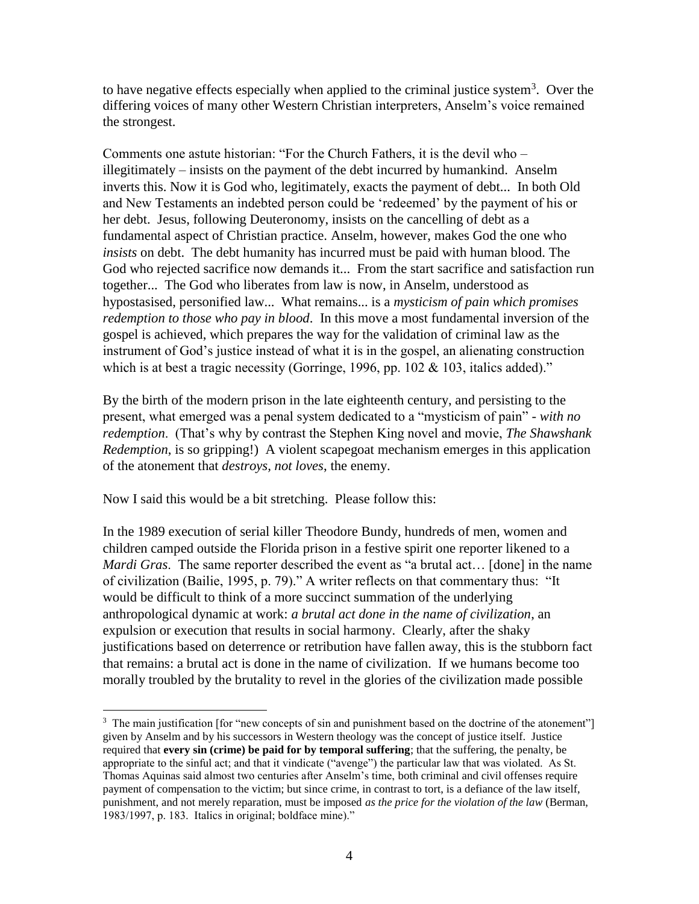to have negative effects especially when applied to the criminal justice system[3]. Over the differing voices of many other Western Christian interpreters, Anselm's voice remained the strongest.

Comments one astute historian: "For the Church Fathers, it is the devil who – illegitimately – insists on the payment of the debt incurred by humankind. Anselm inverts this. Now it is God who, legitimately, exacts the payment of debt... In both Old and New Testaments an indebted person could be 'redeemed' by the payment of his or her debt. Jesus, following Deuteronomy, insists on the cancelling of debt as a fundamental aspect of Christian practice. Anselm, however, makes God the one who *insists* on debt. The debt humanity has incurred must be paid with human blood. The God who rejected sacrifice now demands it... From the start sacrifice and satisfaction run together... The God who liberates from law is now, in Anselm, understood as hypostasised, personified law... What remains... is a *mysticism of pain which promises redemption to those who pay in blood*. In this move a most fundamental inversion of the gospel is achieved, which prepares the way for the validation of criminal law as the instrument of God's justice instead of what it is in the gospel, an alienating construction which is at best a tragic necessity (Gorringe, 1996, pp. 102 & 103, italics added)."

By the birth of the modern prison in the late eighteenth century, and persisting to the present, what emerged was a penal system dedicated to a "mysticism of pain" - *with no redemption*. (That's why by contrast the Stephen King novel and movie, *The Shawshank Redemption*, is so gripping!) A violent scapegoat mechanism emerges in this application of the atonement that *destroys, not loves*, the enemy.

Now I said this would be a bit stretching. Please follow this:

In the 1989 execution of serial killer Theodore Bundy, hundreds of men, women and children camped outside the Florida prison in a festive spirit one reporter likened to a *Mardi Gras*. The same reporter described the event as "a brutal act… [done] in the name of civilization (Bailie, 1995, p. 79)." A writer reflects on that commentary thus: "It would be difficult to think of a more succinct summation of the underlying anthropological dynamic at work: *a brutal act done in the name of civilization*, an expulsion or execution that results in social harmony. Clearly, after the shaky justifications based on deterrence or retribution have fallen away, this is the stubborn fact that remains: a brutal act is done in the name of civilization. If we humans become too morally troubled by the brutality to revel in the glories of the civilization made possible

---

[3] The main justification [for "new concepts of sin and punishment based on the doctrine of the atonement"] given by Anselm and by his successors in Western theology was the concept of justice itself. Justice required that **every sin (crime) be paid for by temporal suffering**; that the suffering, the penalty, be appropriate to the sinful act; and that it vindicate ("avenge") the particular law that was violated. As St. Thomas Aquinas said almost two centuries after Anselm's time, both criminal and civil offenses require payment of compensation to the victim; but since crime, in contrast to tort, is a defiance of the law itself, punishment, and not merely reparation, must be imposed *as the price for the violation of the law* (Berman, 1983/1997, p. 183. Italics in original; boldface mine)."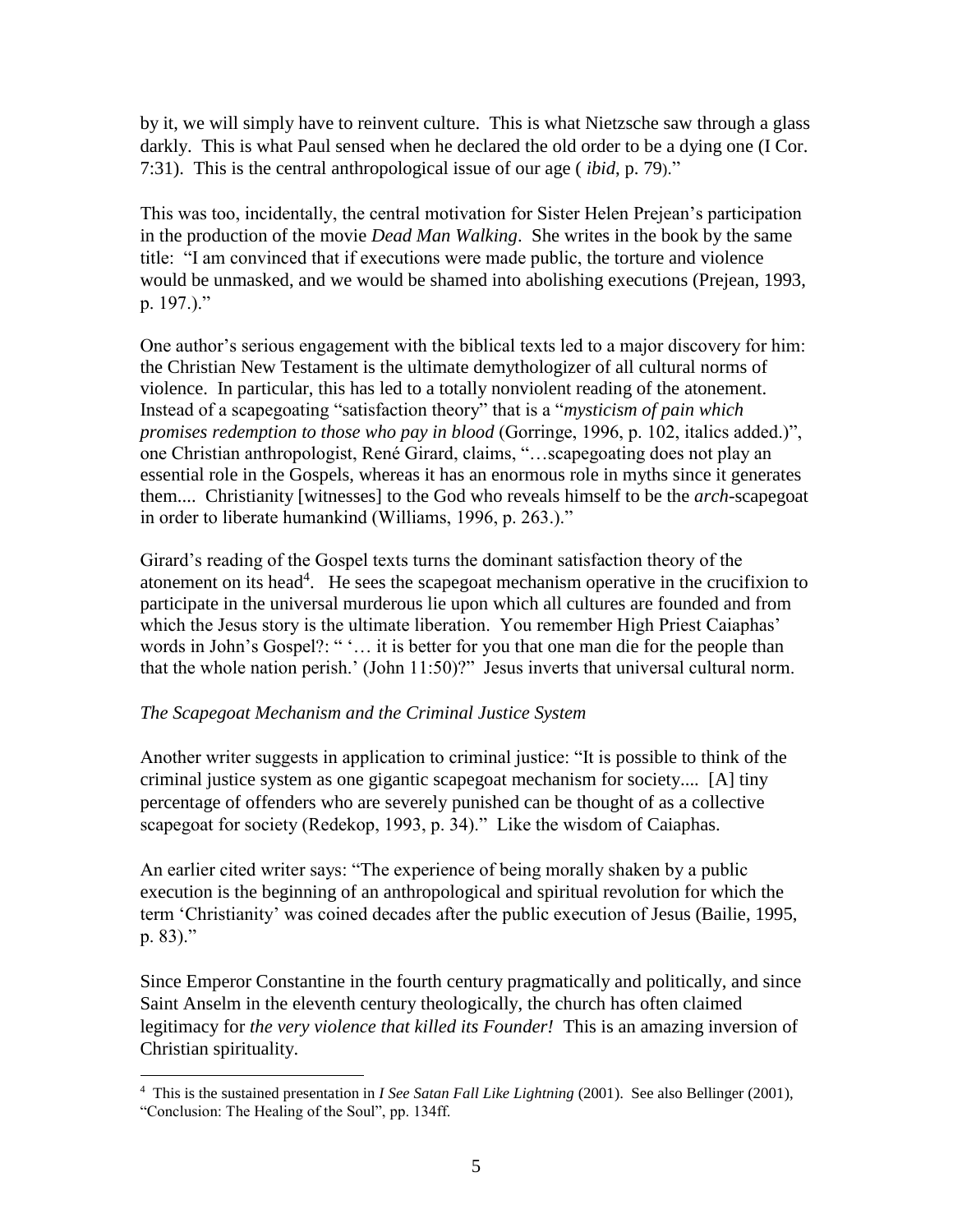by it, we will simply have to reinvent culture. This is what Nietzsche saw through a glass darkly. This is what Paul sensed when he declared the old order to be a dying one (I Cor. 7:31). This is the central anthropological issue of our age ( *ibid*, p. 79)."

This was too, incidentally, the central motivation for Sister Helen Prejean's participation in the production of the movie *Dead Man Walking*. She writes in the book by the same title: "I am convinced that if executions were made public, the torture and violence would be unmasked, and we would be shamed into abolishing executions (Prejean, 1993, p. 197.)."

One author's serious engagement with the biblical texts led to a major discovery for him: the Christian New Testament is the ultimate demythologizer of all cultural norms of violence. In particular, this has led to a totally nonviolent reading of the atonement. Instead of a scapegoating "satisfaction theory" that is a "*mysticism of pain which promises redemption to those who pay in blood* (Gorringe, 1996, p. 102, italics added.)", one Christian anthropologist, René Girard, claims, "…scapegoating does not play an essential role in the Gospels, whereas it has an enormous role in myths since it generates them.... Christianity [witnesses] to the God who reveals himself to be the *arch*-scapegoat in order to liberate humankind (Williams, 1996, p. 263.)."

Girard's reading of the Gospel texts turns the dominant satisfaction theory of the atonement on its head[4]. He sees the scapegoat mechanism operative in the crucifixion to participate in the universal murderous lie upon which all cultures are founded and from which the Jesus story is the ultimate liberation. You remember High Priest Caiaphas' words in John's Gospel?: " '… it is better for you that one man die for the people than that the whole nation perish.' (John 11:50)?" Jesus inverts that universal cultural norm.

*The Scapegoat Mechanism and the Criminal Justice System*

Another writer suggests in application to criminal justice: "It is possible to think of the criminal justice system as one gigantic scapegoat mechanism for society.... [A] tiny percentage of offenders who are severely punished can be thought of as a collective scapegoat for society (Redekop, 1993, p. 34)." Like the wisdom of Caiaphas.

An earlier cited writer says: "The experience of being morally shaken by a public execution is the beginning of an anthropological and spiritual revolution for which the term 'Christianity' was coined decades after the public execution of Jesus (Bailie, 1995, p. 83)."

Since Emperor Constantine in the fourth century pragmatically and politically, and since Saint Anselm in the eleventh century theologically, the church has often claimed legitimacy for *the very violence that killed its Founder!* This is an amazing inversion of Christian spirituality.

[4] This is the sustained presentation in *I See Satan Fall Like Lightning* (2001). See also Bellinger (2001), "Conclusion: The Healing of the Soul", pp. 134ff.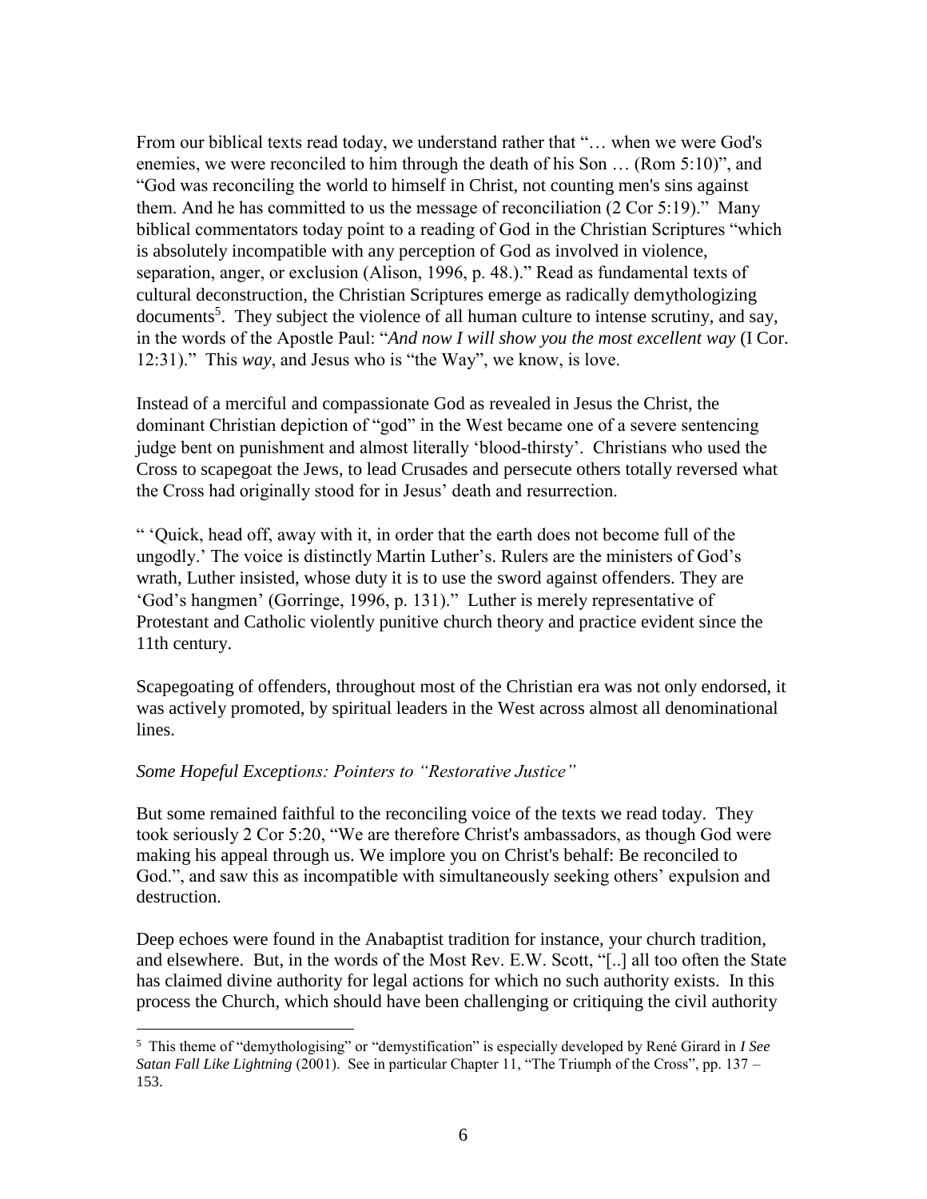From our biblical texts read today, we understand rather that "… when we were God's enemies, we were reconciled to him through the death of his Son … (Rom 5:10)", and "God was reconciling the world to himself in Christ, not counting men's sins against them. And he has committed to us the message of reconciliation (2 Cor 5:19)." Many biblical commentators today point to a reading of God in the Christian Scriptures "which is absolutely incompatible with any perception of God as involved in violence, separation, anger, or exclusion (Alison, 1996, p. 48.)." Read as fundamental texts of cultural deconstruction, the Christian Scriptures emerge as radically demythologizing documents[5]. They subject the violence of all human culture to intense scrutiny, and say, in the words of the Apostle Paul: "*And now I will show you the most excellent way* (I Cor. 12:31)." This *way*, and Jesus who is "the Way", we know, is love.

Instead of a merciful and compassionate God as revealed in Jesus the Christ, the dominant Christian depiction of "god" in the West became one of a severe sentencing judge bent on punishment and almost literally 'blood-thirsty'. Christians who used the Cross to scapegoat the Jews, to lead Crusades and persecute others totally reversed what the Cross had originally stood for in Jesus' death and resurrection.

" 'Quick, head off, away with it, in order that the earth does not become full of the ungodly.' The voice is distinctly Martin Luther's. Rulers are the ministers of God's wrath, Luther insisted, whose duty it is to use the sword against offenders. They are 'God's hangmen' (Gorringe, 1996, p. 131)." Luther is merely representative of Protestant and Catholic violently punitive church theory and practice evident since the 11th century.

Scapegoating of offenders, throughout most of the Christian era was not only endorsed, it was actively promoted, by spiritual leaders in the West across almost all denominational lines.

*Some Hopeful Exceptions: Pointers to "Restorative Justice"*

But some remained faithful to the reconciling voice of the texts we read today. They took seriously 2 Cor 5:20, "We are therefore Christ's ambassadors, as though God were making his appeal through us. We implore you on Christ's behalf: Be reconciled to God.", and saw this as incompatible with simultaneously seeking others' expulsion and destruction.

Deep echoes were found in the Anabaptist tradition for instance, your church tradition, and elsewhere. But, in the words of the Most Rev. E.W. Scott, "[..] all too often the State has claimed divine authority for legal actions for which no such authority exists. In this process the Church, which should have been challenging or critiquing the civil authority

---

[5] This theme of "demythologising" or "demystification" is especially developed by René Girard in *I See Satan Fall Like Lightning* (2001). See in particular Chapter 11, "The Triumph of the Cross", pp. 137 – 153.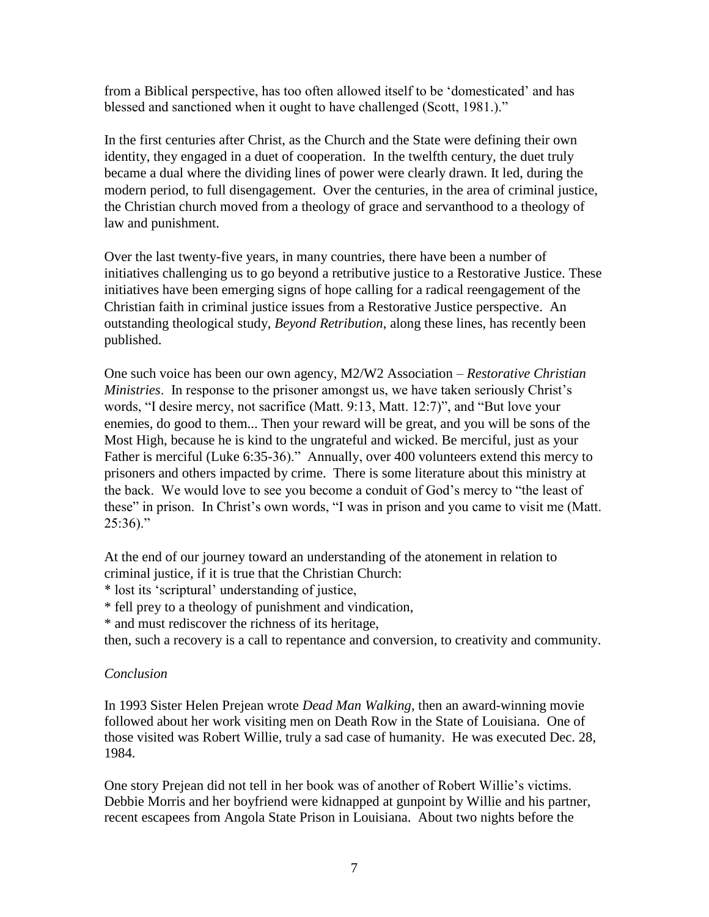from a Biblical perspective, has too often allowed itself to be 'domesticated' and has blessed and sanctioned when it ought to have challenged (Scott, 1981.)."

In the first centuries after Christ, as the Church and the State were defining their own identity, they engaged in a duet of cooperation. In the twelfth century, the duet truly became a dual where the dividing lines of power were clearly drawn. It led, during the modern period, to full disengagement. Over the centuries, in the area of criminal justice, the Christian church moved from a theology of grace and servanthood to a theology of law and punishment.

Over the last twenty-five years, in many countries, there have been a number of initiatives challenging us to go beyond a retributive justice to a Restorative Justice. These initiatives have been emerging signs of hope calling for a radical reengagement of the Christian faith in criminal justice issues from a Restorative Justice perspective. An outstanding theological study, *Beyond Retribution*, along these lines, has recently been published.

One such voice has been our own agency, M2/W2 Association – *Restorative Christian Ministries*. In response to the prisoner amongst us, we have taken seriously Christ's words, "I desire mercy, not sacrifice (Matt. 9:13, Matt. 12:7)", and "But love your enemies, do good to them... Then your reward will be great, and you will be sons of the Most High, because he is kind to the ungrateful and wicked. Be merciful, just as your Father is merciful (Luke 6:35-36)." Annually, over 400 volunteers extend this mercy to prisoners and others impacted by crime. There is some literature about this ministry at the back. We would love to see you become a conduit of God's mercy to "the least of these" in prison. In Christ's own words, "I was in prison and you came to visit me (Matt. 25:36)."

At the end of our journey toward an understanding of the atonement in relation to criminal justice, if it is true that the Christian Church:
* lost its 'scriptural' understanding of justice,
* fell prey to a theology of punishment and vindication,
* and must rediscover the richness of its heritage,
then, such a recovery is a call to repentance and conversion, to creativity and community.

*Conclusion*

In 1993 Sister Helen Prejean wrote *Dead Man Walking*, then an award-winning movie followed about her work visiting men on Death Row in the State of Louisiana. One of those visited was Robert Willie, truly a sad case of humanity. He was executed Dec. 28, 1984.

One story Prejean did not tell in her book was of another of Robert Willie's victims. Debbie Morris and her boyfriend were kidnapped at gunpoint by Willie and his partner, recent escapees from Angola State Prison in Louisiana. About two nights before the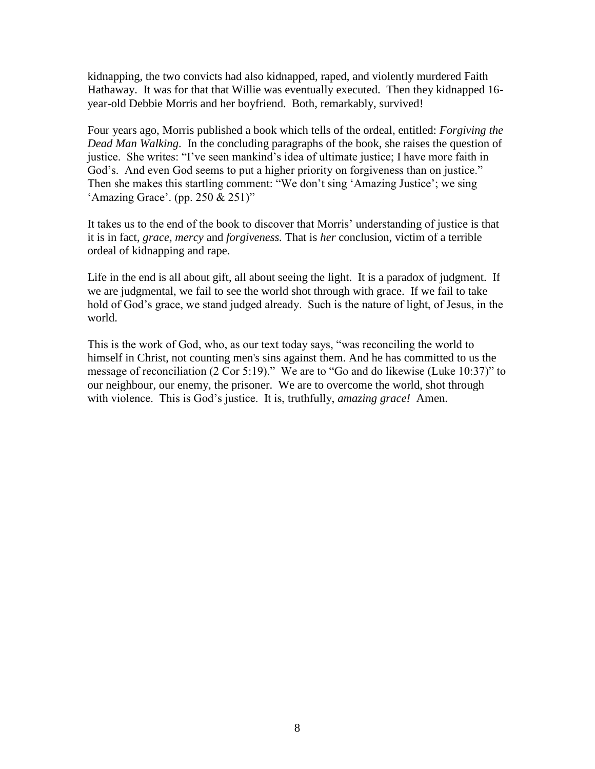kidnapping, the two convicts had also kidnapped, raped, and violently murdered Faith Hathaway. It was for that that Willie was eventually executed. Then they kidnapped 16-year-old Debbie Morris and her boyfriend. Both, remarkably, survived!

Four years ago, Morris published a book which tells of the ordeal, entitled: *Forgiving the Dead Man Walking*. In the concluding paragraphs of the book, she raises the question of justice. She writes: "I've seen mankind's idea of ultimate justice; I have more faith in God's. And even God seems to put a higher priority on forgiveness than on justice." Then she makes this startling comment: "We don't sing 'Amazing Justice'; we sing 'Amazing Grace'. (pp. 250 & 251)"

It takes us to the end of the book to discover that Morris' understanding of justice is that it is in fact, *grace, mercy* and *forgiveness.* That is *her* conclusion, victim of a terrible ordeal of kidnapping and rape.

Life in the end is all about gift, all about seeing the light. It is a paradox of judgment. If we are judgmental, we fail to see the world shot through with grace. If we fail to take hold of God's grace, we stand judged already. Such is the nature of light, of Jesus, in the world.

This is the work of God, who, as our text today says, "was reconciling the world to himself in Christ, not counting men's sins against them. And he has committed to us the message of reconciliation (2 Cor 5:19)." We are to "Go and do likewise (Luke 10:37)" to our neighbour, our enemy, the prisoner. We are to overcome the world, shot through with violence. This is God's justice. It is, truthfully, *amazing grace!* Amen.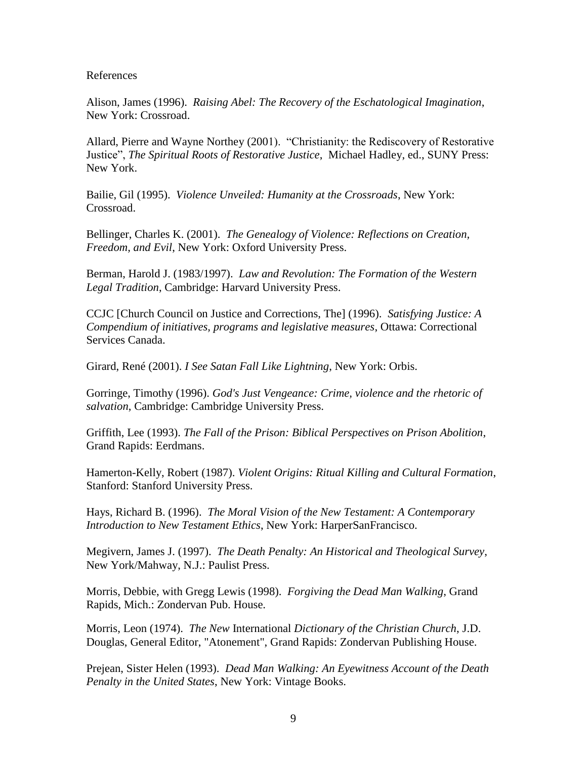References

Alison, James (1996). *Raising Abel: The Recovery of the Eschatological Imagination*, New York: Crossroad.

Allard, Pierre and Wayne Northey (2001). "Christianity: the Rediscovery of Restorative Justice", *The Spiritual Roots of Restorative Justice*, Michael Hadley, ed., SUNY Press: New York.

Bailie, Gil (1995). *Violence Unveiled: Humanity at the Crossroads*, New York: Crossroad.

Bellinger, Charles K. (2001). *The Genealogy of Violence: Reflections on Creation, Freedom, and Evil*, New York: Oxford University Press.

Berman, Harold J. (1983/1997). *Law and Revolution: The Formation of the Western Legal Tradition*, Cambridge: Harvard University Press.

CCJC [Church Council on Justice and Corrections, The] (1996). *Satisfying Justice: A Compendium of initiatives, programs and legislative measures*, Ottawa: Correctional Services Canada.

Girard, René (2001). *I See Satan Fall Like Lightning*, New York: Orbis.

Gorringe, Timothy (1996). *God's Just Vengeance: Crime, violence and the rhetoric of salvation*, Cambridge: Cambridge University Press.

Griffith, Lee (1993). *The Fall of the Prison: Biblical Perspectives on Prison Abolition*, Grand Rapids: Eerdmans.

Hamerton-Kelly, Robert (1987). *Violent Origins: Ritual Killing and Cultural Formation*, Stanford: Stanford University Press.

Hays, Richard B. (1996). *The Moral Vision of the New Testament: A Contemporary Introduction to New Testament Ethics*, New York: HarperSanFrancisco.

Megivern, James J. (1997). *The Death Penalty: An Historical and Theological Survey*, New York/Mahway, N.J.: Paulist Press.

Morris, Debbie, with Gregg Lewis (1998). *Forgiving the Dead Man Walking*, Grand Rapids, Mich.: Zondervan Pub. House.

Morris, Leon (1974). *The New* International *Dictionary of the Christian Church*, J.D. Douglas, General Editor, "Atonement", Grand Rapids: Zondervan Publishing House.

Prejean, Sister Helen (1993). *Dead Man Walking: An Eyewitness Account of the Death Penalty in the United States*, New York: Vintage Books.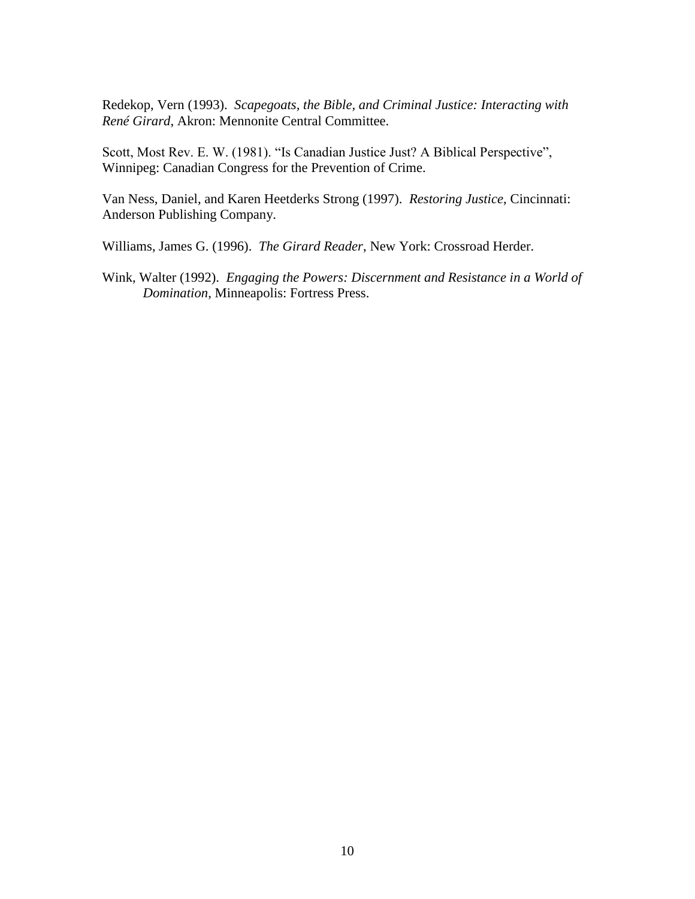Redekop, Vern (1993). *Scapegoats, the Bible, and Criminal Justice: Interacting with René Girard*, Akron: Mennonite Central Committee.

Scott, Most Rev. E. W. (1981). "Is Canadian Justice Just? A Biblical Perspective", Winnipeg: Canadian Congress for the Prevention of Crime.

Van Ness, Daniel, and Karen Heetderks Strong (1997). *Restoring Justice*, Cincinnati: Anderson Publishing Company.

Williams, James G. (1996). *The Girard Reader*, New York: Crossroad Herder.

Wink, Walter (1992). *Engaging the Powers: Discernment and Resistance in a World of Domination*, Minneapolis: Fortress Press.